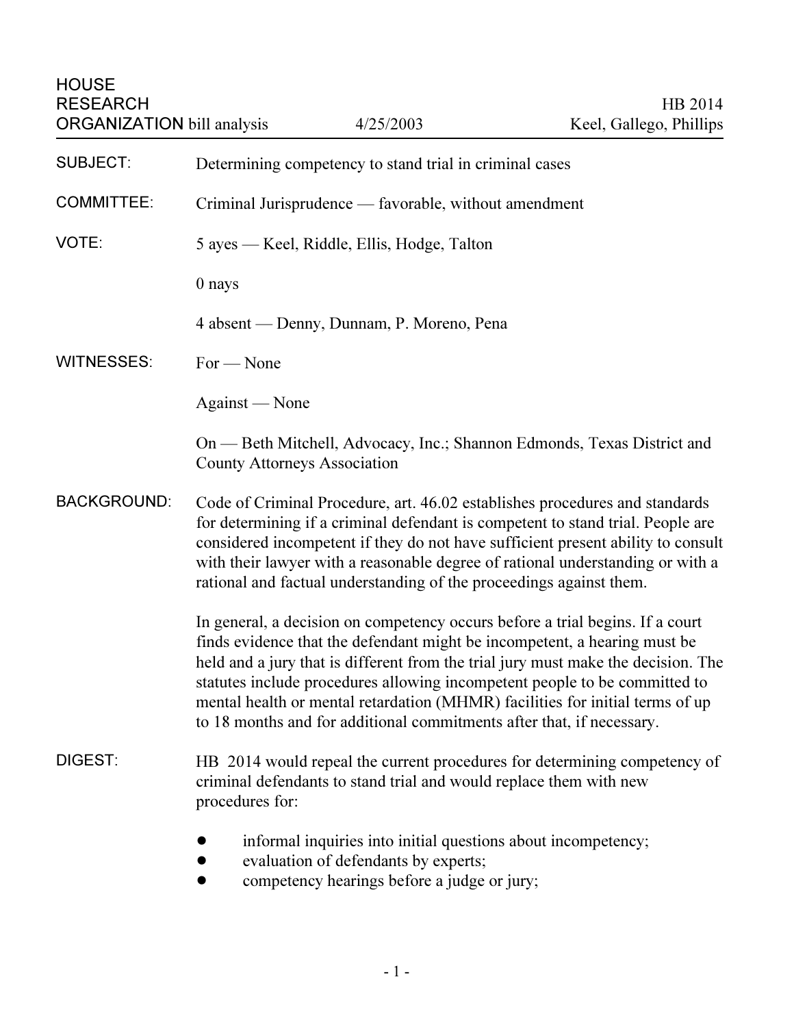HOUSE
RESEARCH
ORGANIZATION bill analysis 4/25/2003

HB 2014
Keel, Gallego, Phillips

| | |
|---|---|
| SUBJECT: | Determining competency to stand trial in criminal cases |
| COMMITTEE: | Criminal Jurisprudence — favorable, without amendment |
| VOTE: | 5 ayes — Keel, Riddle, Ellis, Hodge, Talton<br><br>0 nays<br><br>4 absent — Denny, Dunnam, P. Moreno, Pena |
| WITNESSES: | For — None<br><br>Against — None<br><br>On — Beth Mitchell, Advocacy, Inc.; Shannon Edmonds, Texas District and County Attorneys Association |

**BACKGROUND:**

Code of Criminal Procedure, art. 46.02 establishes procedures and standards for determining if a criminal defendant is competent to stand trial. People are considered incompetent if they do not have sufficient present ability to consult with their lawyer with a reasonable degree of rational understanding or with a rational and factual understanding of the proceedings against them.

In general, a decision on competency occurs before a trial begins. If a court finds evidence that the defendant might be incompetent, a hearing must be held and a jury that is different from the trial jury must make the decision. The statutes include procedures allowing incompetent people to be committed to mental health or mental retardation (MHMR) facilities for initial terms of up to 18 months and for additional commitments after that, if necessary.

**DIGEST:**

HB 2014 would repeal the current procedures for determining competency of criminal defendants to stand trial and would replace them with new procedures for:

- informal inquiries into initial questions about incompetency;
- evaluation of defendants by experts;
- competency hearings before a judge or jury;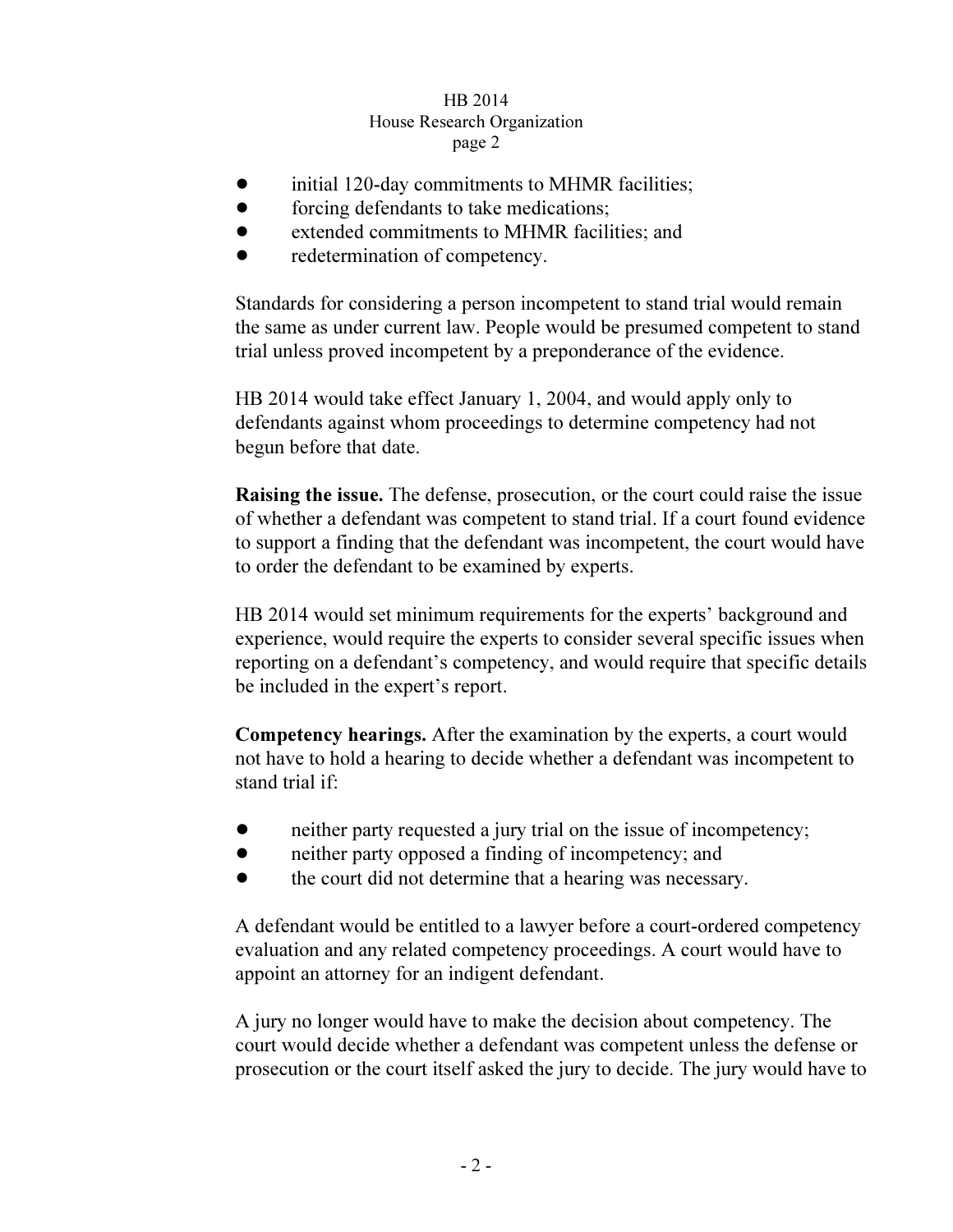- initial 120-day commitments to MHMR facilities;
- forcing defendants to take medications;
- extended commitments to MHMR facilities; and
- redetermination of competency.

Standards for considering a person incompetent to stand trial would remain the same as under current law. People would be presumed competent to stand trial unless proved incompetent by a preponderance of the evidence.

HB 2014 would take effect January 1, 2004, and would apply only to defendants against whom proceedings to determine competency had not begun before that date.

**Raising the issue.** The defense, prosecution, or the court could raise the issue of whether a defendant was competent to stand trial. If a court found evidence to support a finding that the defendant was incompetent, the court would have to order the defendant to be examined by experts.

HB 2014 would set minimum requirements for the experts' background and experience, would require the experts to consider several specific issues when reporting on a defendant's competency, and would require that specific details be included in the expert's report.

**Competency hearings.** After the examination by the experts, a court would not have to hold a hearing to decide whether a defendant was incompetent to stand trial if:

- neither party requested a jury trial on the issue of incompetency;
- neither party opposed a finding of incompetency; and
- the court did not determine that a hearing was necessary.

A defendant would be entitled to a lawyer before a court-ordered competency evaluation and any related competency proceedings. A court would have to appoint an attorney for an indigent defendant.

A jury no longer would have to make the decision about competency. The court would decide whether a defendant was competent unless the defense or prosecution or the court itself asked the jury to decide. The jury would have to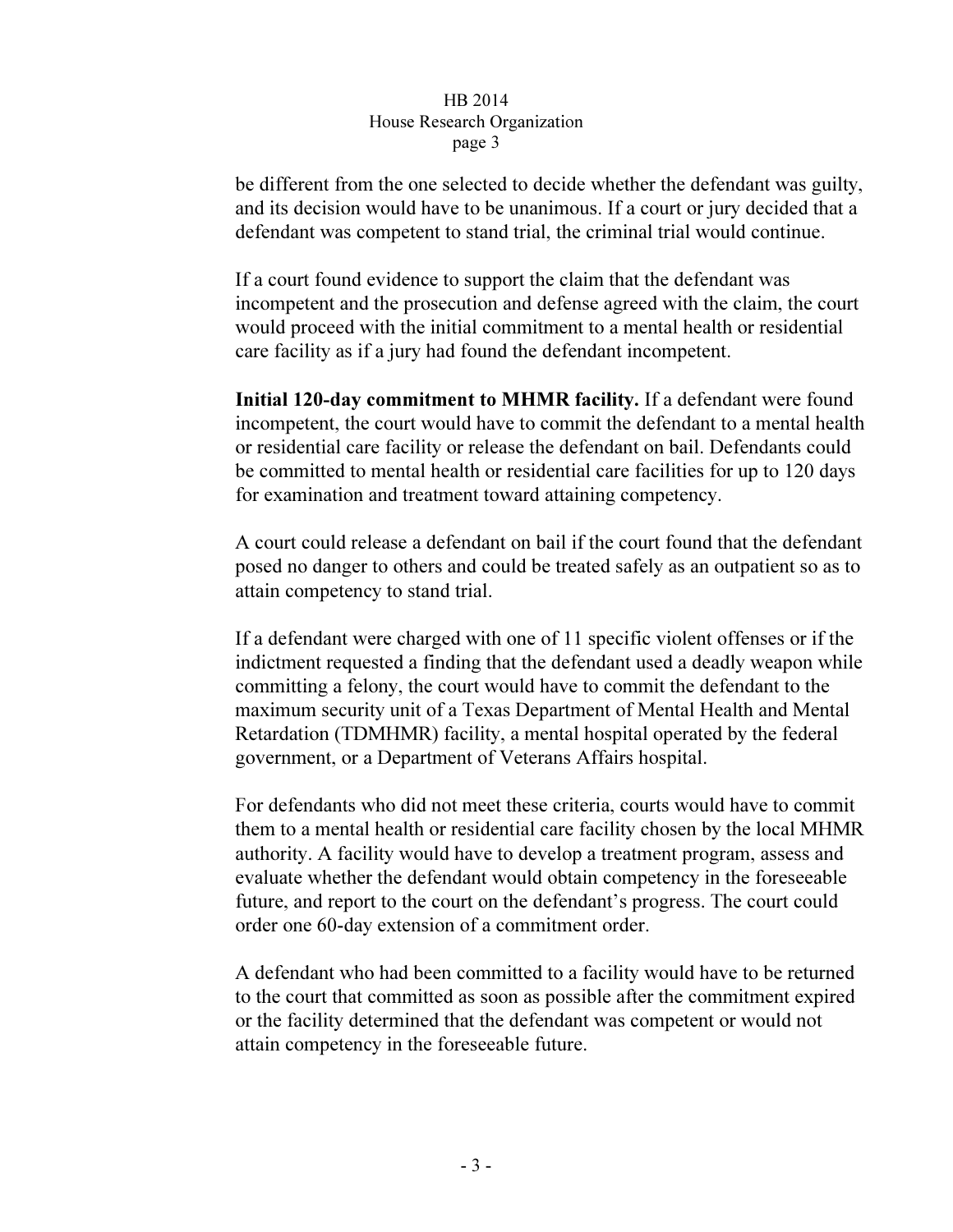be different from the one selected to decide whether the defendant was guilty, and its decision would have to be unanimous. If a court or jury decided that a defendant was competent to stand trial, the criminal trial would continue.

If a court found evidence to support the claim that the defendant was incompetent and the prosecution and defense agreed with the claim, the court would proceed with the initial commitment to a mental health or residential care facility as if a jury had found the defendant incompetent.

**Initial 120-day commitment to MHMR facility.** If a defendant were found incompetent, the court would have to commit the defendant to a mental health or residential care facility or release the defendant on bail. Defendants could be committed to mental health or residential care facilities for up to 120 days for examination and treatment toward attaining competency.

A court could release a defendant on bail if the court found that the defendant posed no danger to others and could be treated safely as an outpatient so as to attain competency to stand trial.

If a defendant were charged with one of 11 specific violent offenses or if the indictment requested a finding that the defendant used a deadly weapon while committing a felony, the court would have to commit the defendant to the maximum security unit of a Texas Department of Mental Health and Mental Retardation (TDMHMR) facility, a mental hospital operated by the federal government, or a Department of Veterans Affairs hospital.

For defendants who did not meet these criteria, courts would have to commit them to a mental health or residential care facility chosen by the local MHMR authority. A facility would have to develop a treatment program, assess and evaluate whether the defendant would obtain competency in the foreseeable future, and report to the court on the defendant's progress. The court could order one 60-day extension of a commitment order.

A defendant who had been committed to a facility would have to be returned to the court that committed as soon as possible after the commitment expired or the facility determined that the defendant was competent or would not attain competency in the foreseeable future.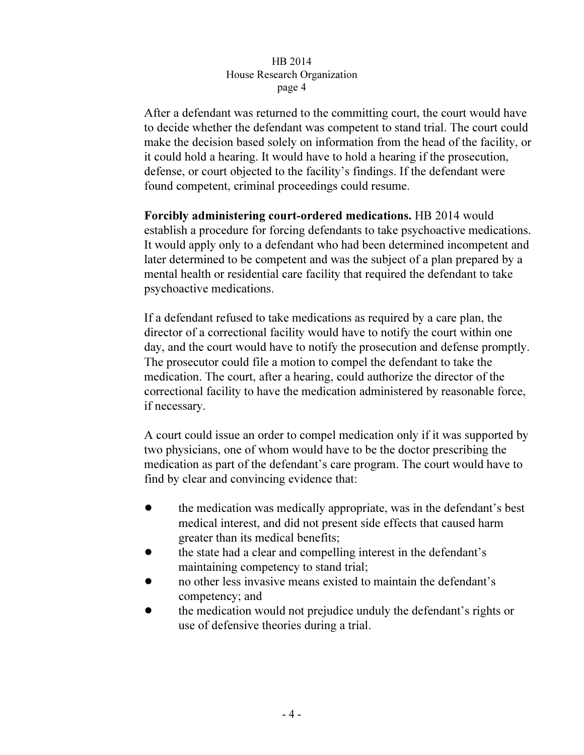After a defendant was returned to the committing court, the court would have to decide whether the defendant was competent to stand trial. The court could make the decision based solely on information from the head of the facility, or it could hold a hearing. It would have to hold a hearing if the prosecution, defense, or court objected to the facility's findings. If the defendant were found competent, criminal proceedings could resume.

**Forcibly administering court-ordered medications.** HB 2014 would establish a procedure for forcing defendants to take psychoactive medications. It would apply only to a defendant who had been determined incompetent and later determined to be competent and was the subject of a plan prepared by a mental health or residential care facility that required the defendant to take psychoactive medications.

If a defendant refused to take medications as required by a care plan, the director of a correctional facility would have to notify the court within one day, and the court would have to notify the prosecution and defense promptly. The prosecutor could file a motion to compel the defendant to take the medication. The court, after a hearing, could authorize the director of the correctional facility to have the medication administered by reasonable force, if necessary.

A court could issue an order to compel medication only if it was supported by two physicians, one of whom would have to be the doctor prescribing the medication as part of the defendant's care program. The court would have to find by clear and convincing evidence that:

- the medication was medically appropriate, was in the defendant's best medical interest, and did not present side effects that caused harm greater than its medical benefits;
- the state had a clear and compelling interest in the defendant's maintaining competency to stand trial;
- no other less invasive means existed to maintain the defendant's competency; and
- the medication would not prejudice unduly the defendant's rights or use of defensive theories during a trial.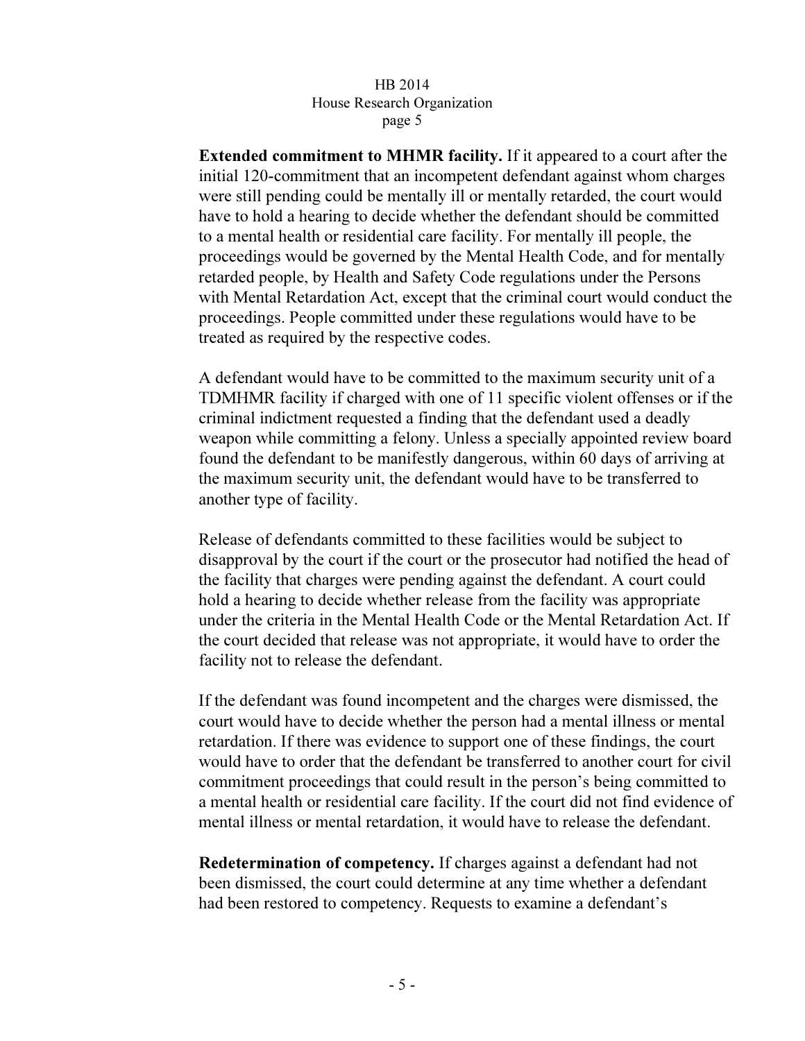**Extended commitment to MHMR facility.** If it appeared to a court after the initial 120-commitment that an incompetent defendant against whom charges were still pending could be mentally ill or mentally retarded, the court would have to hold a hearing to decide whether the defendant should be committed to a mental health or residential care facility. For mentally ill people, the proceedings would be governed by the Mental Health Code, and for mentally retarded people, by Health and Safety Code regulations under the Persons with Mental Retardation Act, except that the criminal court would conduct the proceedings. People committed under these regulations would have to be treated as required by the respective codes.

A defendant would have to be committed to the maximum security unit of a TDMHMR facility if charged with one of 11 specific violent offenses or if the criminal indictment requested a finding that the defendant used a deadly weapon while committing a felony. Unless a specially appointed review board found the defendant to be manifestly dangerous, within 60 days of arriving at the maximum security unit, the defendant would have to be transferred to another type of facility.

Release of defendants committed to these facilities would be subject to disapproval by the court if the court or the prosecutor had notified the head of the facility that charges were pending against the defendant. A court could hold a hearing to decide whether release from the facility was appropriate under the criteria in the Mental Health Code or the Mental Retardation Act. If the court decided that release was not appropriate, it would have to order the facility not to release the defendant.

If the defendant was found incompetent and the charges were dismissed, the court would have to decide whether the person had a mental illness or mental retardation. If there was evidence to support one of these findings, the court would have to order that the defendant be transferred to another court for civil commitment proceedings that could result in the person's being committed to a mental health or residential care facility. If the court did not find evidence of mental illness or mental retardation, it would have to release the defendant.

**Redetermination of competency.** If charges against a defendant had not been dismissed, the court could determine at any time whether a defendant had been restored to competency. Requests to examine a defendant's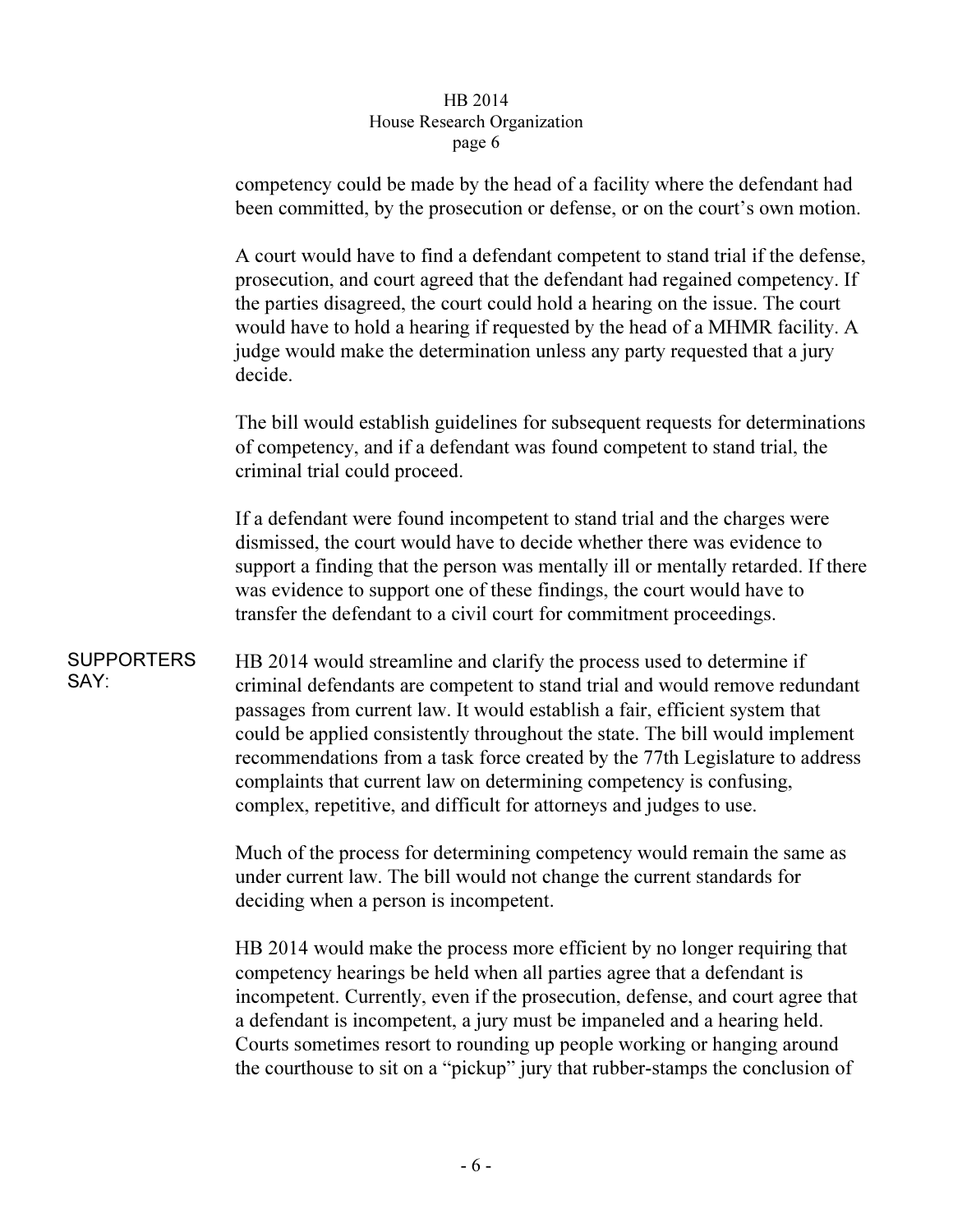competency could be made by the head of a facility where the defendant had been committed, by the prosecution or defense, or on the court's own motion.

A court would have to find a defendant competent to stand trial if the defense, prosecution, and court agreed that the defendant had regained competency. If the parties disagreed, the court could hold a hearing on the issue. The court would have to hold a hearing if requested by the head of a MHMR facility. A judge would make the determination unless any party requested that a jury decide.

The bill would establish guidelines for subsequent requests for determinations of competency, and if a defendant was found competent to stand trial, the criminal trial could proceed.

If a defendant were found incompetent to stand trial and the charges were dismissed, the court would have to decide whether there was evidence to support a finding that the person was mentally ill or mentally retarded. If there was evidence to support one of these findings, the court would have to transfer the defendant to a civil court for commitment proceedings.

**SUPPORTERS SAY:**

HB 2014 would streamline and clarify the process used to determine if criminal defendants are competent to stand trial and would remove redundant passages from current law. It would establish a fair, efficient system that could be applied consistently throughout the state. The bill would implement recommendations from a task force created by the 77th Legislature to address complaints that current law on determining competency is confusing, complex, repetitive, and difficult for attorneys and judges to use.

Much of the process for determining competency would remain the same as under current law. The bill would not change the current standards for deciding when a person is incompetent.

HB 2014 would make the process more efficient by no longer requiring that competency hearings be held when all parties agree that a defendant is incompetent. Currently, even if the prosecution, defense, and court agree that a defendant is incompetent, a jury must be impaneled and a hearing held. Courts sometimes resort to rounding up people working or hanging around the courthouse to sit on a "pickup" jury that rubber-stamps the conclusion of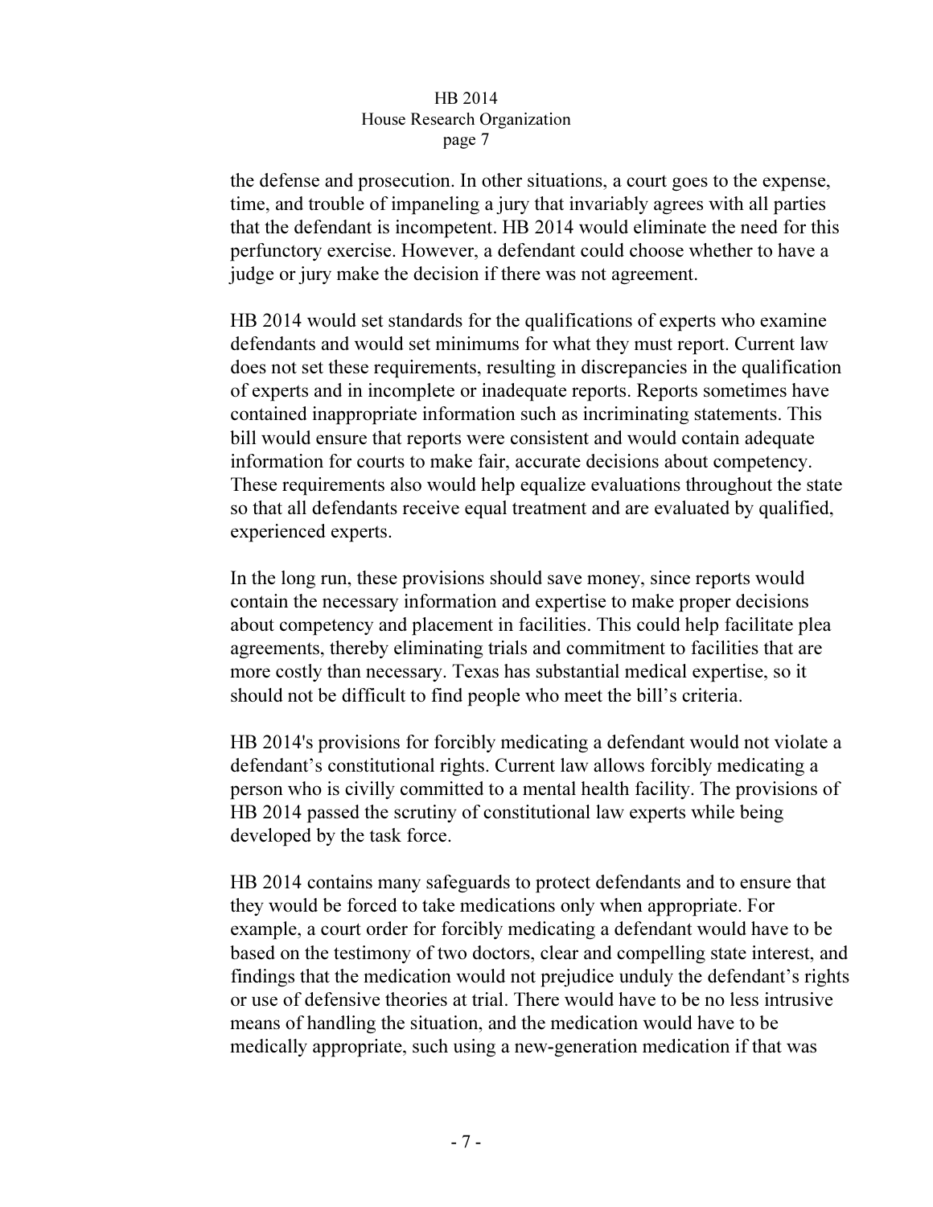the defense and prosecution. In other situations, a court goes to the expense, time, and trouble of impaneling a jury that invariably agrees with all parties that the defendant is incompetent. HB 2014 would eliminate the need for this perfunctory exercise. However, a defendant could choose whether to have a judge or jury make the decision if there was not agreement.

HB 2014 would set standards for the qualifications of experts who examine defendants and would set minimums for what they must report. Current law does not set these requirements, resulting in discrepancies in the qualification of experts and in incomplete or inadequate reports. Reports sometimes have contained inappropriate information such as incriminating statements. This bill would ensure that reports were consistent and would contain adequate information for courts to make fair, accurate decisions about competency. These requirements also would help equalize evaluations throughout the state so that all defendants receive equal treatment and are evaluated by qualified, experienced experts.

In the long run, these provisions should save money, since reports would contain the necessary information and expertise to make proper decisions about competency and placement in facilities. This could help facilitate plea agreements, thereby eliminating trials and commitment to facilities that are more costly than necessary. Texas has substantial medical expertise, so it should not be difficult to find people who meet the bill's criteria.

HB 2014's provisions for forcibly medicating a defendant would not violate a defendant's constitutional rights. Current law allows forcibly medicating a person who is civilly committed to a mental health facility. The provisions of HB 2014 passed the scrutiny of constitutional law experts while being developed by the task force.

HB 2014 contains many safeguards to protect defendants and to ensure that they would be forced to take medications only when appropriate. For example, a court order for forcibly medicating a defendant would have to be based on the testimony of two doctors, clear and compelling state interest, and findings that the medication would not prejudice unduly the defendant's rights or use of defensive theories at trial. There would have to be no less intrusive means of handling the situation, and the medication would have to be medically appropriate, such using a new-generation medication if that was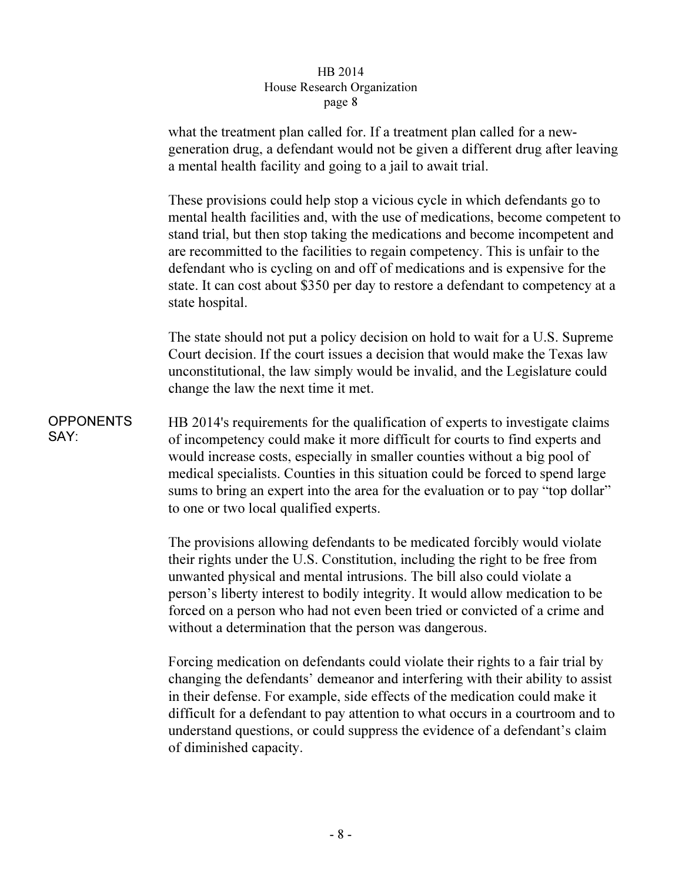what the treatment plan called for. If a treatment plan called for a new-generation drug, a defendant would not be given a different drug after leaving a mental health facility and going to a jail to await trial.

These provisions could help stop a vicious cycle in which defendants go to mental health facilities and, with the use of medications, become competent to stand trial, but then stop taking the medications and become incompetent and are recommitted to the facilities to regain competency. This is unfair to the defendant who is cycling on and off of medications and is expensive for the state. It can cost about $350 per day to restore a defendant to competency at a state hospital.

The state should not put a policy decision on hold to wait for a U.S. Supreme Court decision. If the court issues a decision that would make the Texas law unconstitutional, the law simply would be invalid, and the Legislature could change the law the next time it met.

**OPPONENTS SAY:**

HB 2014's requirements for the qualification of experts to investigate claims of incompetency could make it more difficult for courts to find experts and would increase costs, especially in smaller counties without a big pool of medical specialists. Counties in this situation could be forced to spend large sums to bring an expert into the area for the evaluation or to pay "top dollar" to one or two local qualified experts.

The provisions allowing defendants to be medicated forcibly would violate their rights under the U.S. Constitution, including the right to be free from unwanted physical and mental intrusions. The bill also could violate a person's liberty interest to bodily integrity. It would allow medication to be forced on a person who had not even been tried or convicted of a crime and without a determination that the person was dangerous.

Forcing medication on defendants could violate their rights to a fair trial by changing the defendants' demeanor and interfering with their ability to assist in their defense. For example, side effects of the medication could make it difficult for a defendant to pay attention to what occurs in a courtroom and to understand questions, or could suppress the evidence of a defendant's claim of diminished capacity.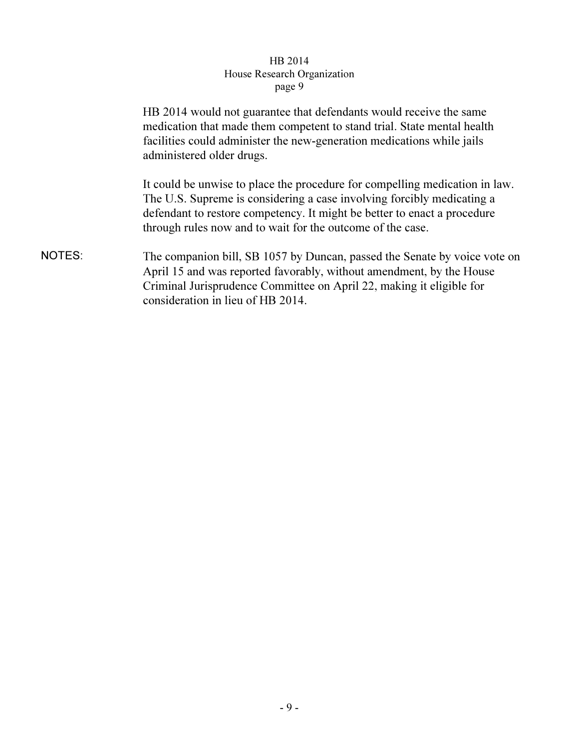HB 2014 would not guarantee that defendants would receive the same medication that made them competent to stand trial. State mental health facilities could administer the new-generation medications while jails administered older drugs.

It could be unwise to place the procedure for compelling medication in law. The U.S. Supreme is considering a case involving forcibly medicating a defendant to restore competency. It might be better to enact a procedure through rules now and to wait for the outcome of the case.

NOTES: The companion bill, SB 1057 by Duncan, passed the Senate by voice vote on April 15 and was reported favorably, without amendment, by the House Criminal Jurisprudence Committee on April 22, making it eligible for consideration in lieu of HB 2014.